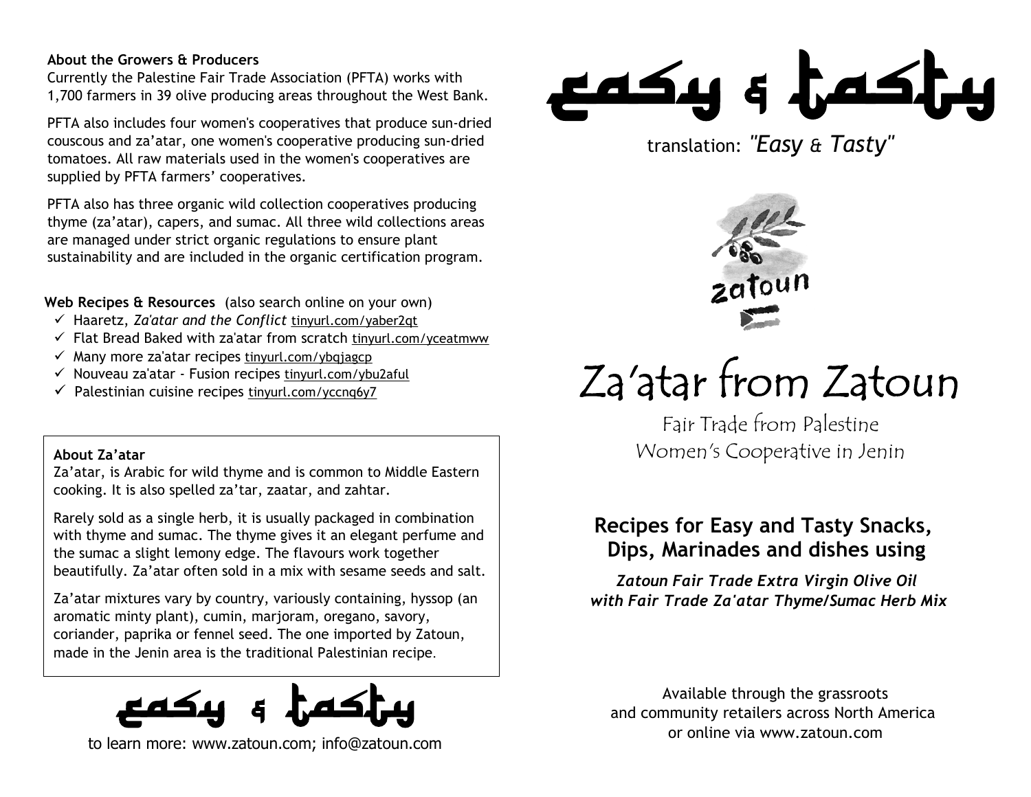**About the Growers & Producers**

Currently the Palestine Fair Trade Association (PFTA) works with 1,700 farmers in 39 olive producing areas throughout the West Bank.

PFTA also includes four women's cooperatives that produce sun-dried couscous and za'atar, one women's cooperative producing sun-dried tomatoes. All raw materials used in the women's cooperatives are supplied by PFTA farmers' cooperatives.

PFTA also has three organic wild collection cooperatives producing thyme (za'atar), capers, and sumac. All three wild collections areas are managed under strict organic regulations to ensure plant sustainability and are included in the organic certification program.

**Web Recipes & Resources** (also search online on your own)

- ✓ Haaretz, *Za'atar and the Conflict* tinyurl.com/yaber2qt
- ✓ Flat Bread Baked with za'atar from scratch tinyurl.com/yceatmww
- ✓ Many more za'atar recipes tinyurl.com/ybqjagcp
- ✓ Nouveau za'atar - Fusion recipes tinyurl.com/ybu2aful
- ✓ Palestinian cuisine recipes tinyurl.com/yccnq6y7

**About Za'atar**

Za'atar, is Arabic for wild thyme and is common to Middle Eastern cooking. It is also spelled za'tar, zaatar, and zahtar.

Rarely sold as a single herb, it is usually packaged in combination with thyme and sumac. The thyme gives it an elegant perfume and the sumac a slight lemony edge. The flavours work together beautifully. Za'atar often sold in a mix with sesame seeds and salt.

Za'atar mixtures vary by country, variously containing, hyssop (an aromatic minty plant), cumin, marjoram, oregano, savory, coriander, paprika or fennel seed. The one imported by Zatoun, made in the Jenin area is the traditional Palestinian recipe.

easy & tasty

to learn more: www.zatoun.com; info@zatoun.com

# easy & tasty

translation: *"Easy & Tasty"*

zatoun

# Za'atar from Zatoun

Fair Trade from Palestine
Women's Cooperative in Jenin

## Recipes for Easy and Tasty Snacks, Dips, Marinades and dishes using

***Zatoun Fair Trade Extra Virgin Olive Oil with Fair Trade Za'atar Thyme/Sumac Herb Mix***

Available through the grassroots and community retailers across North America or online via www.zatoun.com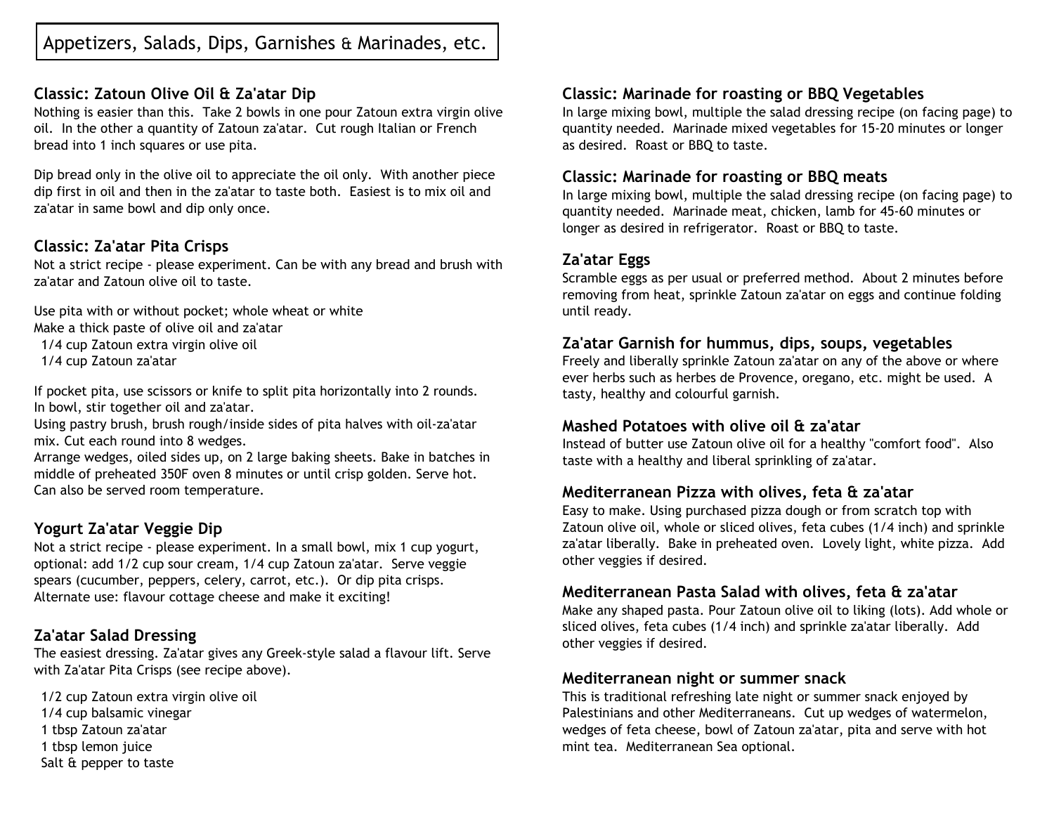# Appetizers, Salads, Dips, Garnishes & Marinades, etc.

## Classic: Zatoun Olive Oil & Za'atar Dip

Nothing is easier than this. Take 2 bowls in one pour Zatoun extra virgin olive oil. In the other a quantity of Zatoun za'atar. Cut rough Italian or French bread into 1 inch squares or use pita.

Dip bread only in the olive oil to appreciate the oil only. With another piece dip first in oil and then in the za'atar to taste both. Easiest is to mix oil and za'atar in same bowl and dip only once.

## Classic: Za'atar Pita Crisps

Not a strict recipe - please experiment. Can be with any bread and brush with za'atar and Zatoun olive oil to taste.

Use pita with or without pocket; whole wheat or white
Make a thick paste of olive oil and za'atar
- 1/4 cup Zatoun extra virgin olive oil
- 1/4 cup Zatoun za'atar

If pocket pita, use scissors or knife to split pita horizontally into 2 rounds.
In bowl, stir together oil and za'atar.
Using pastry brush, brush rough/inside sides of pita halves with oil-za'atar mix. Cut each round into 8 wedges.
Arrange wedges, oiled sides up, on 2 large baking sheets. Bake in batches in middle of preheated 350F oven 8 minutes or until crisp golden. Serve hot. Can also be served room temperature.

## Yogurt Za'atar Veggie Dip

Not a strict recipe - please experiment. In a small bowl, mix 1 cup yogurt, optional: add 1/2 cup sour cream, 1/4 cup Zatoun za'atar. Serve veggie spears (cucumber, peppers, celery, carrot, etc.). Or dip pita crisps. Alternate use: flavour cottage cheese and make it exciting!

## Za'atar Salad Dressing

The easiest dressing. Za'atar gives any Greek-style salad a flavour lift. Serve with Za'atar Pita Crisps (see recipe above).

- 1/2 cup Zatoun extra virgin olive oil
- 1/4 cup balsamic vinegar
- 1 tbsp Zatoun za'atar
- 1 tbsp lemon juice
- Salt & pepper to taste

## Classic: Marinade for roasting or BBQ Vegetables

In large mixing bowl, multiple the salad dressing recipe (on facing page) to quantity needed. Marinade mixed vegetables for 15-20 minutes or longer as desired. Roast or BBQ to taste.

## Classic: Marinade for roasting or BBQ meats

In large mixing bowl, multiple the salad dressing recipe (on facing page) to quantity needed. Marinade meat, chicken, lamb for 45-60 minutes or longer as desired in refrigerator. Roast or BBQ to taste.

## Za'atar Eggs

Scramble eggs as per usual or preferred method. About 2 minutes before removing from heat, sprinkle Zatoun za'atar on eggs and continue folding until ready.

## Za'atar Garnish for hummus, dips, soups, vegetables

Freely and liberally sprinkle Zatoun za'atar on any of the above or where ever herbs such as herbes de Provence, oregano, etc. might be used. A tasty, healthy and colourful garnish.

## Mashed Potatoes with olive oil & za'atar

Instead of butter use Zatoun olive oil for a healthy "comfort food". Also taste with a healthy and liberal sprinkling of za'atar.

## Mediterranean Pizza with olives, feta & za'atar

Easy to make. Using purchased pizza dough or from scratch top with Zatoun olive oil, whole or sliced olives, feta cubes (1/4 inch) and sprinkle za'atar liberally. Bake in preheated oven. Lovely light, white pizza. Add other veggies if desired.

## Mediterranean Pasta Salad with olives, feta & za'atar

Make any shaped pasta. Pour Zatoun olive oil to liking (lots). Add whole or sliced olives, feta cubes (1/4 inch) and sprinkle za'atar liberally. Add other veggies if desired.

## Mediterranean night or summer snack

This is traditional refreshing late night or summer snack enjoyed by Palestinians and other Mediterraneans. Cut up wedges of watermelon, wedges of feta cheese, bowl of Zatoun za'atar, pita and serve with hot mint tea. Mediterranean Sea optional.